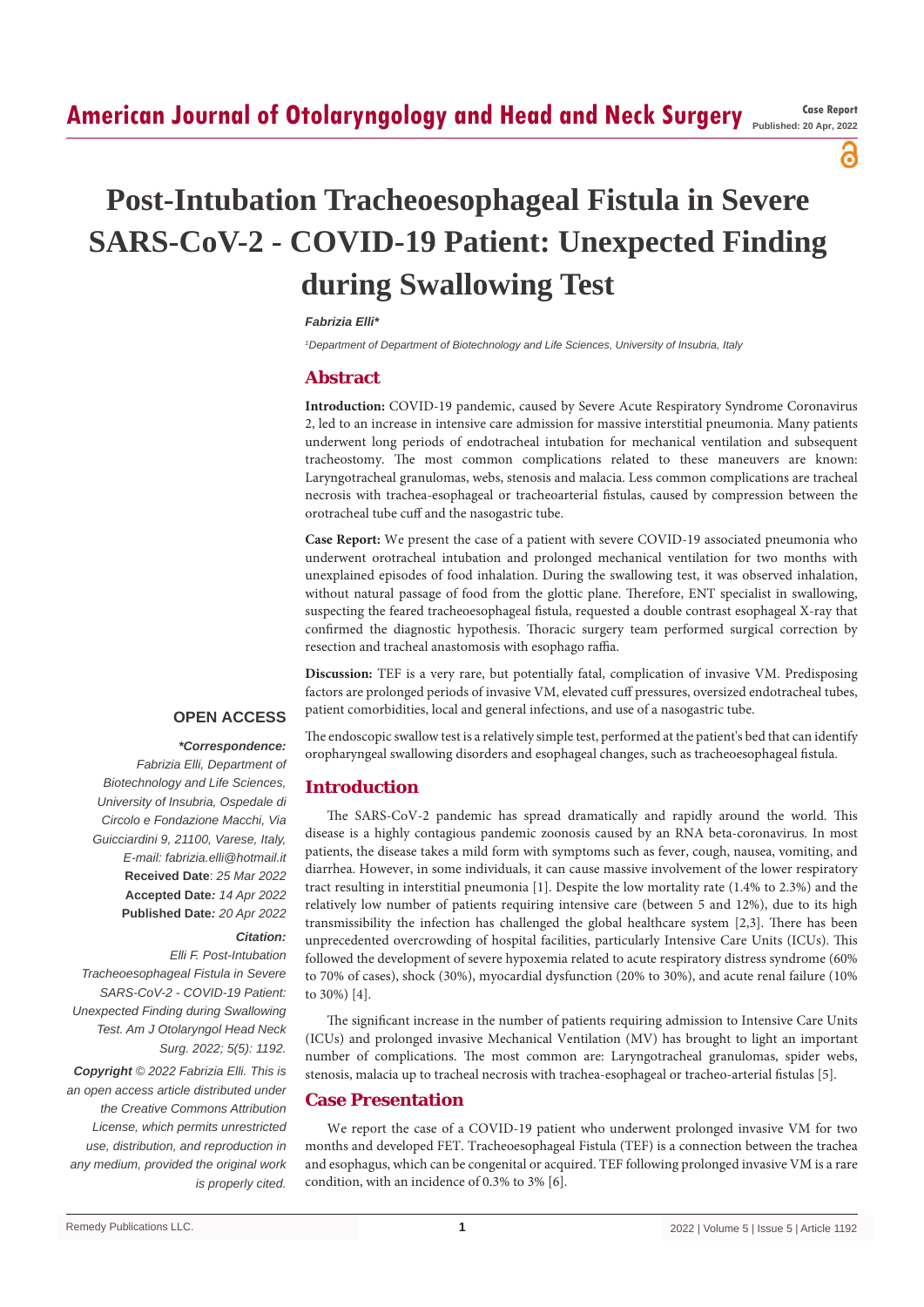# Post-Intubation Tracheoesophageal Fistula in Severe SARS-CoV-2 - COVID-19 Patient: Unexpected Finding during Swallowing Test

***Fabrizia Elli****

*[1]Department of Department of Biotechnology and Life Sciences, University of Insubria, Italy*

## Abstract

**Introduction:** COVID-19 pandemic, caused by Severe Acute Respiratory Syndrome Coronavirus 2, led to an increase in intensive care admission for massive interstitial pneumonia. Many patients underwent long periods of endotracheal intubation for mechanical ventilation and subsequent tracheostomy. The most common complications related to these maneuvers are known: Laryngotracheal granulomas, webs, stenosis and malacia. Less common complications are tracheal necrosis with trachea-esophageal or tracheoarterial fistulas, caused by compression between the orotracheal tube cuff and the nasogastric tube.

**Case Report:** We present the case of a patient with severe COVID-19 associated pneumonia who underwent orotracheal intubation and prolonged mechanical ventilation for two months with unexplained episodes of food inhalation. During the swallowing test, it was observed inhalation, without natural passage of food from the glottic plane. Therefore, ENT specialist in swallowing, suspecting the feared tracheoesophageal fistula, requested a double contrast esophageal X-ray that confirmed the diagnostic hypothesis. Thoracic surgery team performed surgical correction by resection and tracheal anastomosis with esophago raffia.

**Discussion:** TEF is a very rare, but potentially fatal, complication of invasive VM. Predisposing factors are prolonged periods of invasive VM, elevated cuff pressures, oversized endotracheal tubes, patient comorbidities, local and general infections, and use of a nasogastric tube.

The endoscopic swallow test is a relatively simple test, performed at the patient's bed that can identify oropharyngeal swallowing disorders and esophageal changes, such as tracheoesophageal fistula.

**OPEN ACCESS**

***Correspondence:***
*Fabrizia Elli, Department of Biotechnology and Life Sciences, University of Insubria, Ospedale di Circolo e Fondazione Macchi, Via Guicciardini 9, 21100, Varese, Italy, E-mail: fabrizia.elli@hotmail.it*
**Received Date**: *25 Mar 2022*
**Accepted Date***: 14 Apr 2022*
**Published Date***: 20 Apr 2022*

***Citation:***
*Elli F. Post-Intubation Tracheoesophageal Fistula in Severe SARS-CoV-2 - COVID-19 Patient: Unexpected Finding during Swallowing Test. Am J Otolaryngol Head Neck Surg. 2022; 5(5): 1192.*

***Copyright** © 2022 Fabrizia Elli. This is an open access article distributed under the Creative Commons Attribution License, which permits unrestricted use, distribution, and reproduction in any medium, provided the original work is properly cited.*

## Introduction

The SARS-CoV-2 pandemic has spread dramatically and rapidly around the world. This disease is a highly contagious pandemic zoonosis caused by an RNA beta-coronavirus. In most patients, the disease takes a mild form with symptoms such as fever, cough, nausea, vomiting, and diarrhea. However, in some individuals, it can cause massive involvement of the lower respiratory tract resulting in interstitial pneumonia [1]. Despite the low mortality rate (1.4% to 2.3%) and the relatively low number of patients requiring intensive care (between 5 and 12%), due to its high transmissibility the infection has challenged the global healthcare system [2,3]. There has been unprecedented overcrowding of hospital facilities, particularly Intensive Care Units (ICUs). This followed the development of severe hypoxemia related to acute respiratory distress syndrome (60% to 70% of cases), shock (30%), myocardial dysfunction (20% to 30%), and acute renal failure (10% to 30%) [4].

The significant increase in the number of patients requiring admission to Intensive Care Units (ICUs) and prolonged invasive Mechanical Ventilation (MV) has brought to light an important number of complications. The most common are: Laryngotracheal granulomas, spider webs, stenosis, malacia up to tracheal necrosis with trachea-esophageal or tracheo-arterial fistulas [5].

## Case Presentation

We report the case of a COVID-19 patient who underwent prolonged invasive VM for two months and developed FET. Tracheoesophageal Fistula (TEF) is a connection between the trachea and esophagus, which can be congenital or acquired. TEF following prolonged invasive VM is a rare condition, with an incidence of 0.3% to 3% [6].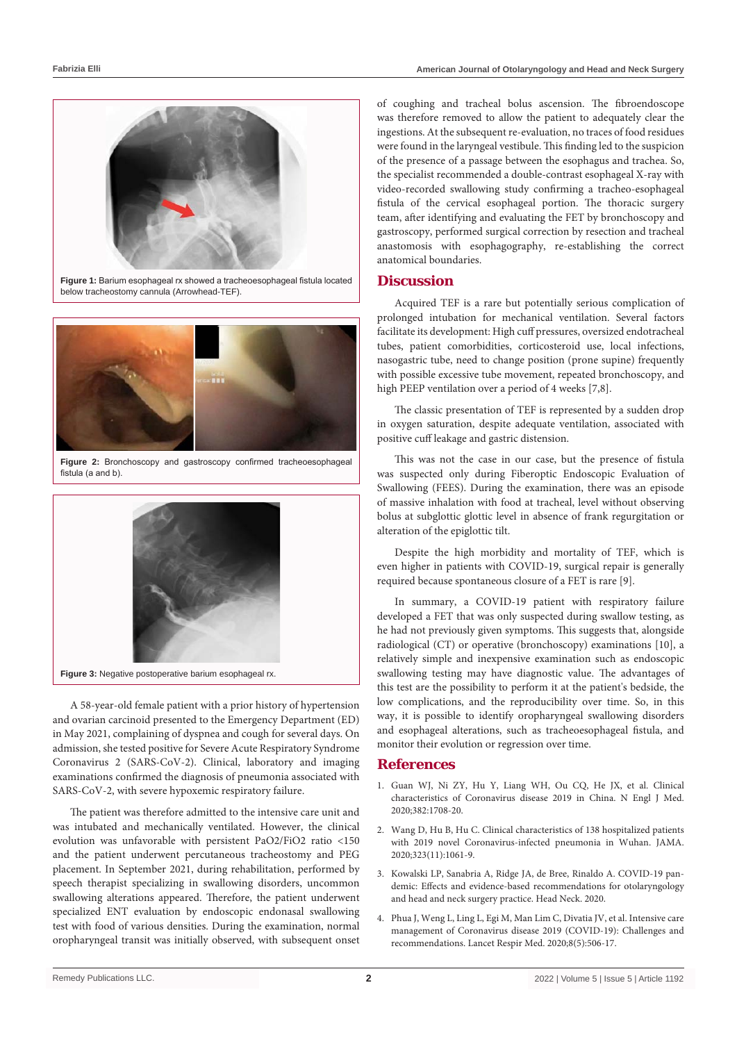Figure 1: Barium esophageal rx showed a tracheoesophageal fistula located below tracheostomy cannula (Arrowhead-TEF).

Figure 2: Bronchoscopy and gastroscopy confirmed tracheoesophageal fistula (a and b).

Figure 3: Negative postoperative barium esophageal rx.

A 58-year-old female patient with a prior history of hypertension and ovarian carcinoid presented to the Emergency Department (ED) in May 2021, complaining of dyspnea and cough for several days. On admission, she tested positive for Severe Acute Respiratory Syndrome Coronavirus 2 (SARS-CoV-2). Clinical, laboratory and imaging examinations confirmed the diagnosis of pneumonia associated with SARS-CoV-2, with severe hypoxemic respiratory failure.

The patient was therefore admitted to the intensive care unit and was intubated and mechanically ventilated. However, the clinical evolution was unfavorable with persistent PaO2/FiO2 ratio <150 and the patient underwent percutaneous tracheostomy and PEG placement. In September 2021, during rehabilitation, performed by speech therapist specializing in swallowing disorders, uncommon swallowing alterations appeared. Therefore, the patient underwent specialized ENT evaluation by endoscopic endonasal swallowing test with food of various densities. During the examination, normal oropharyngeal transit was initially observed, with subsequent onset of coughing and tracheal bolus ascension. The fibroendoscope was therefore removed to allow the patient to adequately clear the ingestions. At the subsequent re-evaluation, no traces of food residues were found in the laryngeal vestibule. This finding led to the suspicion of the presence of a passage between the esophagus and trachea. So, the specialist recommended a double-contrast esophageal X-ray with video-recorded swallowing study confirming a tracheo-esophageal fistula of the cervical esophageal portion. The thoracic surgery team, after identifying and evaluating the FET by bronchoscopy and gastroscopy, performed surgical correction by resection and tracheal anastomosis with esophagography, re-establishing the correct anatomical boundaries.

## Discussion

Acquired TEF is a rare but potentially serious complication of prolonged intubation for mechanical ventilation. Several factors facilitate its development: High cuff pressures, oversized endotracheal tubes, patient comorbidities, corticosteroid use, local infections, nasogastric tube, need to change position (prone supine) frequently with possible excessive tube movement, repeated bronchoscopy, and high PEEP ventilation over a period of 4 weeks [7,8].

The classic presentation of TEF is represented by a sudden drop in oxygen saturation, despite adequate ventilation, associated with positive cuff leakage and gastric distension.

This was not the case in our case, but the presence of fistula was suspected only during Fiberoptic Endoscopic Evaluation of Swallowing (FEES). During the examination, there was an episode of massive inhalation with food at tracheal, level without observing bolus at subglottic glottic level in absence of frank regurgitation or alteration of the epiglottic tilt.

Despite the high morbidity and mortality of TEF, which is even higher in patients with COVID-19, surgical repair is generally required because spontaneous closure of a FET is rare [9].

In summary, a COVID-19 patient with respiratory failure developed a FET that was only suspected during swallow testing, as he had not previously given symptoms. This suggests that, alongside radiological (CT) or operative (bronchoscopy) examinations [10], a relatively simple and inexpensive examination such as endoscopic swallowing testing may have diagnostic value. The advantages of this test are the possibility to perform it at the patient's bedside, the low complications, and the reproducibility over time. So, in this way, it is possible to identify oropharyngeal swallowing disorders and esophageal alterations, such as tracheoesophageal fistula, and monitor their evolution or regression over time.

## References

1. Guan WJ, Ni ZY, Hu Y, Liang WH, Ou CQ, He JX, et al. Clinical characteristics of Coronavirus disease 2019 in China. N Engl J Med. 2020;382:1708-20.
2. Wang D, Hu B, Hu C. Clinical characteristics of 138 hospitalized patients with 2019 novel Coronavirus-infected pneumonia in Wuhan. JAMA. 2020;323(11):1061-9.
3. Kowalski LP, Sanabria A, Ridge JA, de Bree, Rinaldo A. COVID-19 pandemic: Effects and evidence-based recommendations for otolaryngology and head and neck surgery practice. Head Neck. 2020.
4. Phua J, Weng L, Ling L, Egi M, Man Lim C, Divatia JV, et al. Intensive care management of Coronavirus disease 2019 (COVID-19): Challenges and recommendations. Lancet Respir Med. 2020;8(5):506-17.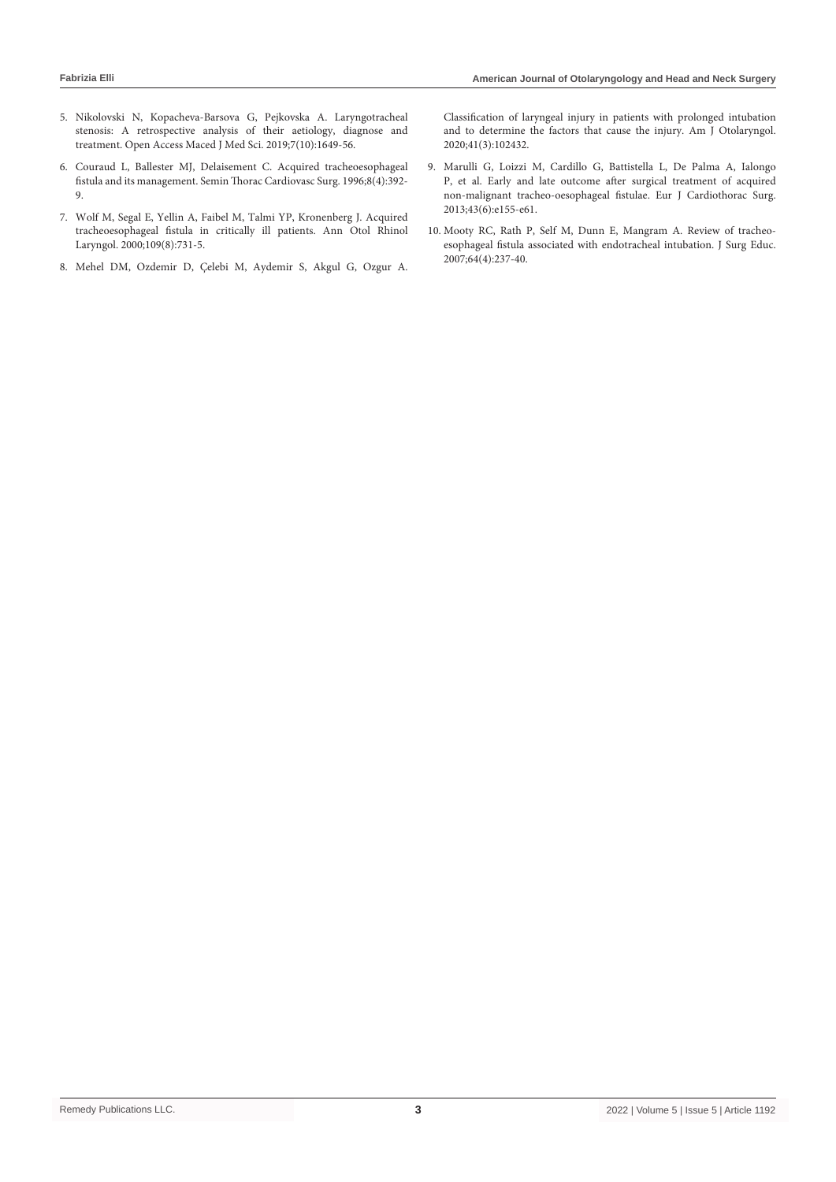5. Nikolovski N, Kopacheva-Barsova G, Pejkovska A. Laryngotracheal stenosis: A retrospective analysis of their aetiology, diagnose and treatment. Open Access Maced J Med Sci. 2019;7(10):1649-56.

6. Couraud L, Ballester MJ, Delaisement C. Acquired tracheoesophageal fistula and its management. Semin Thorac Cardiovasc Surg. 1996;8(4):392-9.

7. Wolf M, Segal E, Yellin A, Faibel M, Talmi YP, Kronenberg J. Acquired tracheoesophageal fistula in critically ill patients. Ann Otol Rhinol Laryngol. 2000;109(8):731-5.

8. Mehel DM, Ozdemir D, Çelebi M, Aydemir S, Akgul G, Ozgur A. Classification of laryngeal injury in patients with prolonged intubation and to determine the factors that cause the injury. Am J Otolaryngol. 2020;41(3):102432.

9. Marulli G, Loizzi M, Cardillo G, Battistella L, De Palma A, Ialongo P, et al. Early and late outcome after surgical treatment of acquired non-malignant tracheo-oesophageal fistulae. Eur J Cardiothorac Surg. 2013;43(6):e155-e61.

10. Mooty RC, Rath P, Self M, Dunn E, Mangram A. Review of tracheo-esophageal fistula associated with endotracheal intubation. J Surg Educ. 2007;64(4):237-40.